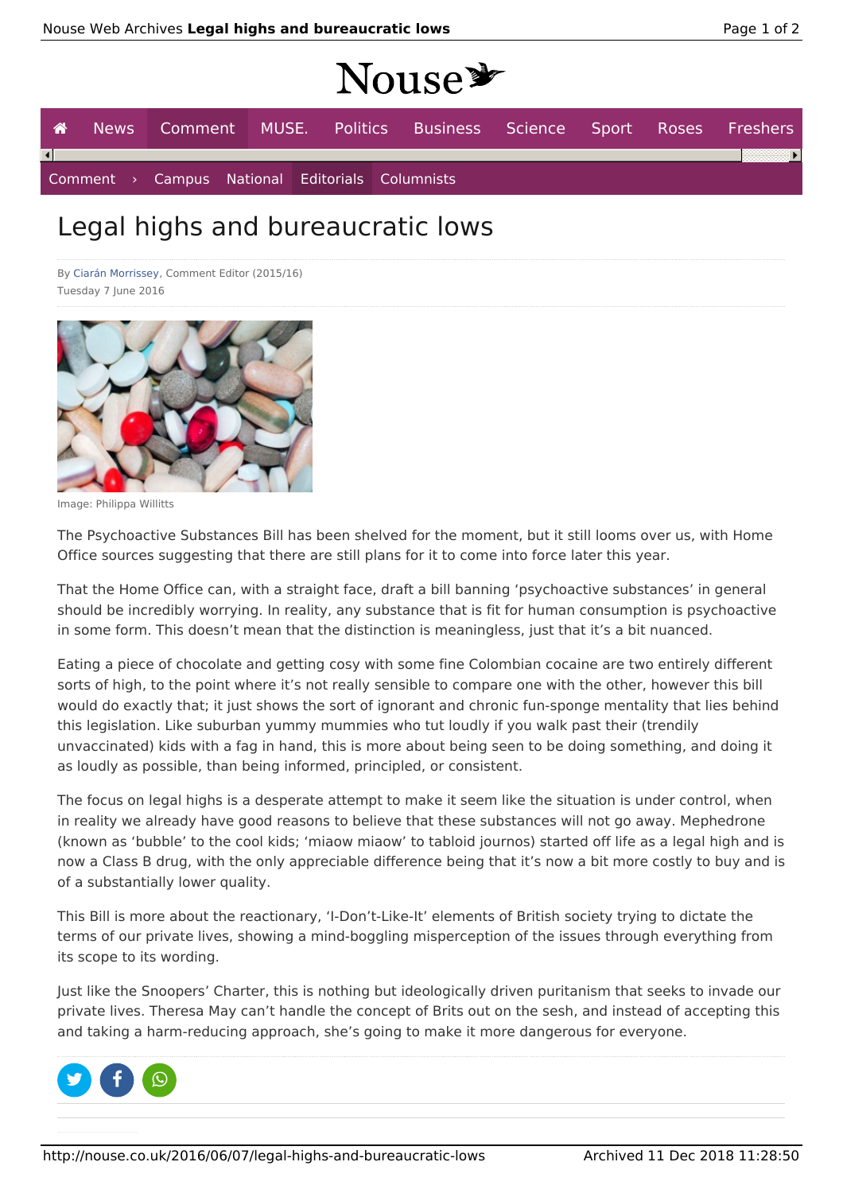# Legal highs and bureaucratic lows

By Ciarán Morrissey, Comment Editor (2015/16)
Tuesday 7 June 2016

Image: Philippa Willitts

The Psychoactive Substances Bill has been shelved for the moment, but it still looms over us, with Home Office sources suggesting that there are still plans for it to come into force later this year.

That the Home Office can, with a straight face, draft a bill banning 'psychoactive substances' in general should be incredibly worrying. In reality, any substance that is fit for human consumption is psychoactive in some form. This doesn't mean that the distinction is meaningless, just that it's a bit nuanced.

Eating a piece of chocolate and getting cosy with some fine Colombian cocaine are two entirely different sorts of high, to the point where it's not really sensible to compare one with the other, however this bill would do exactly that; it just shows the sort of ignorant and chronic fun-sponge mentality that lies behind this legislation. Like suburban yummy mummies who tut loudly if you walk past their (trendily unvaccinated) kids with a fag in hand, this is more about being seen to be doing something, and doing it as loudly as possible, than being informed, principled, or consistent.

The focus on legal highs is a desperate attempt to make it seem like the situation is under control, when in reality we already have good reasons to believe that these substances will not go away. Mephedrone (known as 'bubble' to the cool kids; 'miaow miaow' to tabloid journos) started off life as a legal high and is now a Class B drug, with the only appreciable difference being that it's now a bit more costly to buy and is of a substantially lower quality.

This Bill is more about the reactionary, 'I-Don't-Like-It' elements of British society trying to dictate the terms of our private lives, showing a mind-boggling misperception of the issues through everything from its scope to its wording.

Just like the Snoopers' Charter, this is nothing but ideologically driven puritanism that seeks to invade our private lives. Theresa May can't handle the concept of Brits out on the sesh, and instead of accepting this and taking a harm-reducing approach, she's going to make it more dangerous for everyone.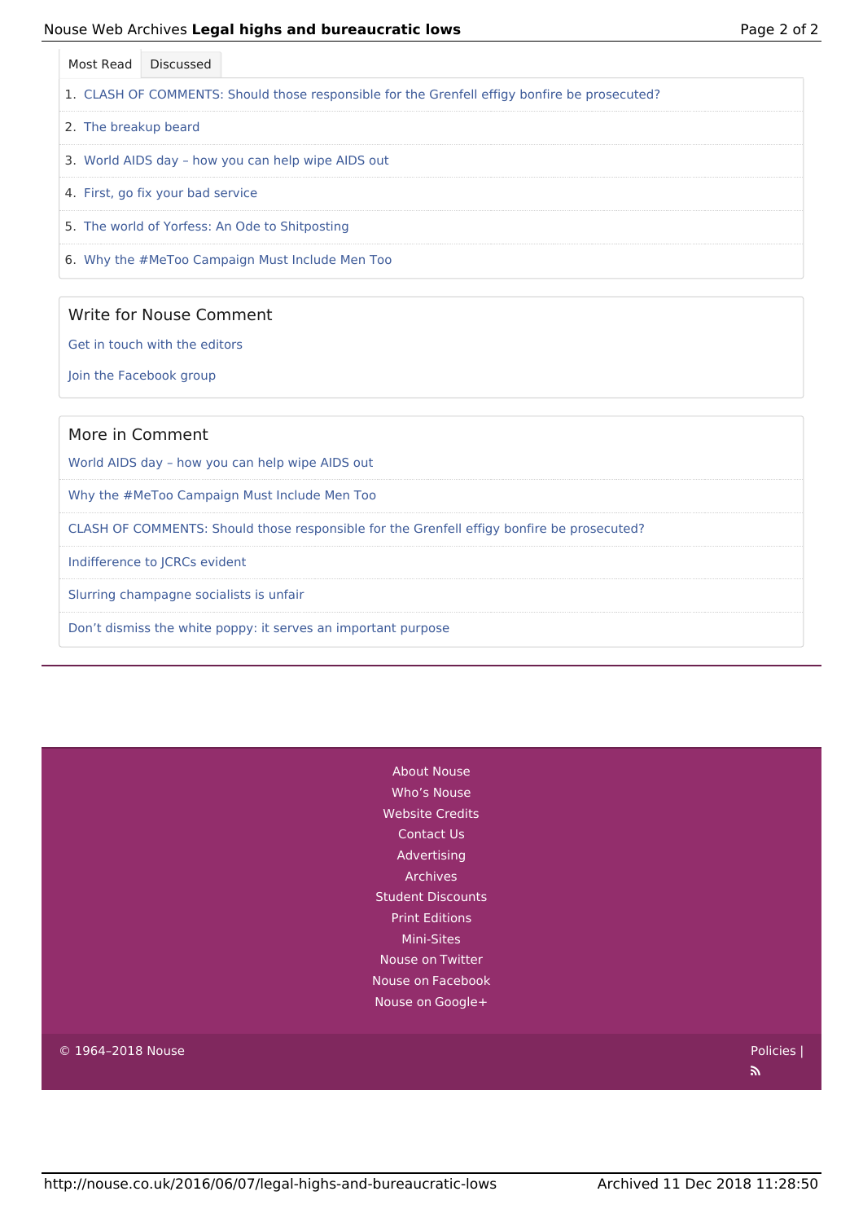Most Read | Discussed

1. CLASH OF COMMENTS: Should those responsible for the Grenfell effigy bonfire be prosecuted?
2. The breakup beard
3. World AIDS day – how you can help wipe AIDS out
4. First, go fix your bad service
5. The world of Yorfess: An Ode to Shitposting
6. Why the #MeToo Campaign Must Include Men Too

## Write for Nouse Comment

Get in touch with the editors

Join the Facebook group

## More in Comment

World AIDS day – how you can help wipe AIDS out

Why the #MeToo Campaign Must Include Men Too

CLASH OF COMMENTS: Should those responsible for the Grenfell effigy bonfire be prosecuted?

Indifference to JCRCs evident

Slurring champagne socialists is unfair

Don't dismiss the white poppy: it serves an important purpose

About Nouse
Who's Nouse
Website Credits
Contact Us
Advertising
Archives
Student Discounts
Print Editions
Mini-Sites
Nouse on Twitter
Nouse on Facebook
Nouse on Google+

© 1964–2018 Nouse

Policies |